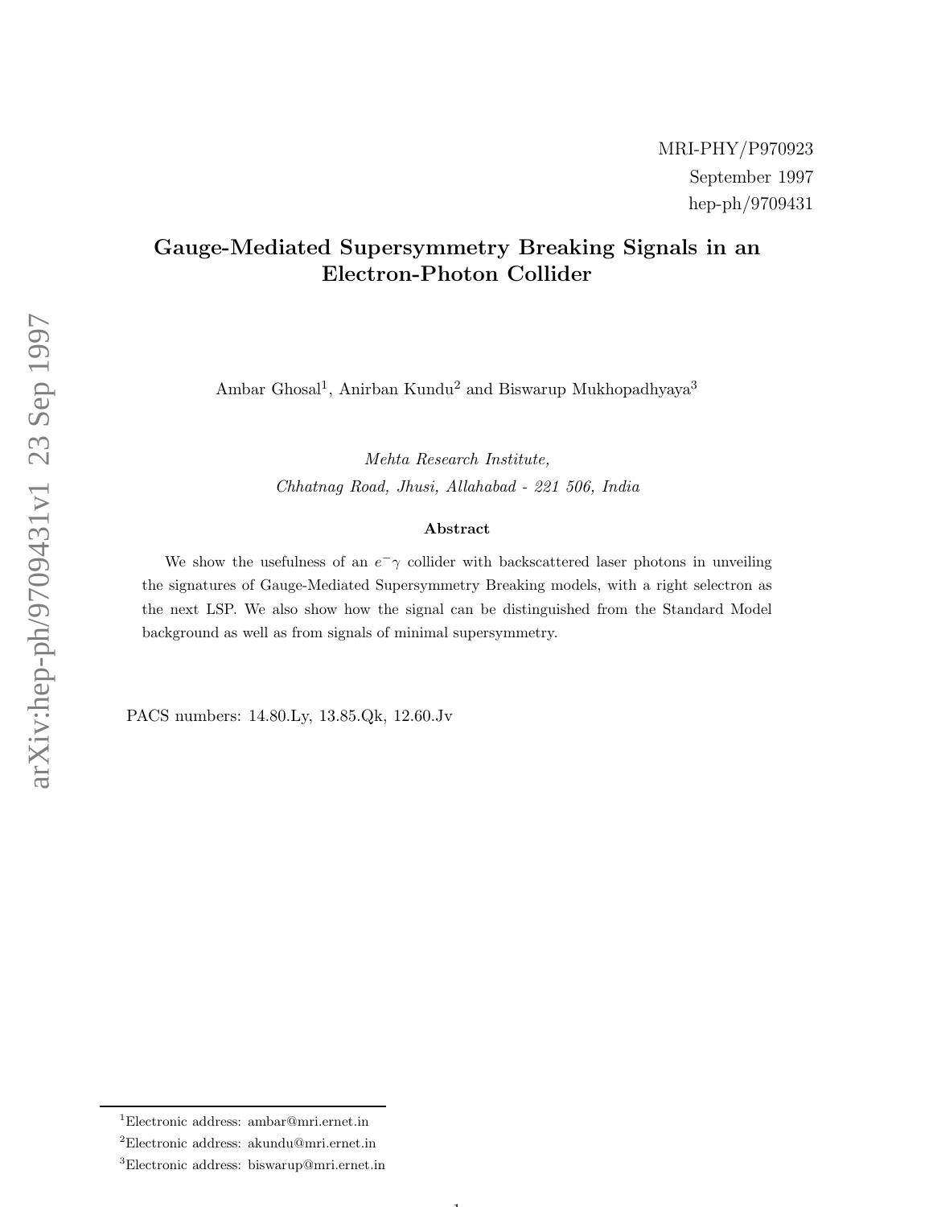MRI-PHY/P970923
September 1997
hep-ph/9709431

# Gauge-Mediated Supersymmetry Breaking Signals in an Electron-Photon Collider

Ambar Ghosal[1], Anirban Kundu[2] and Biswarup Mukhopadhyaya[3]

*Mehta Research Institute,*
*Chhatnag Road, Jhusi, Allahabad - 221 506, India*

### Abstract

We show the usefulness of an $e^-\gamma$ collider with backscattered laser photons in unveiling the signatures of Gauge-Mediated Supersymmetry Breaking models, with a right selectron as the next LSP. We also show how the signal can be distinguished from the Standard Model background as well as from signals of minimal supersymmetry.

PACS numbers: 14.80.Ly, 13.85.Qk, 12.60.Jv

[1]Electronic address: ambar@mri.ernet.in
[2]Electronic address: akundu@mri.ernet.in
[3]Electronic address: biswarup@mri.ernet.in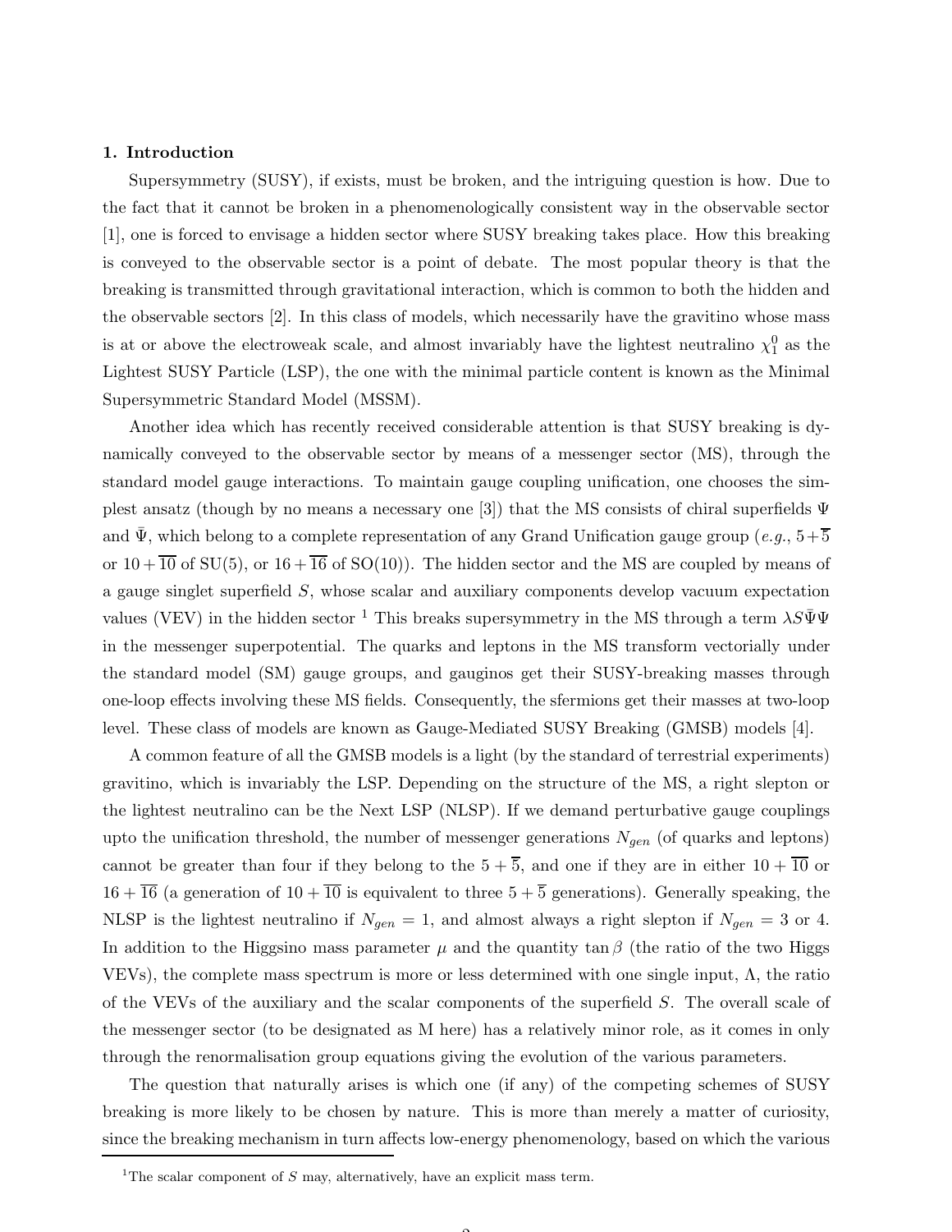## 1. Introduction

Supersymmetry (SUSY), if exists, must be broken, and the intriguing question is how. Due to the fact that it cannot be broken in a phenomenologically consistent way in the observable sector [1], one is forced to envisage a hidden sector where SUSY breaking takes place. How this breaking is conveyed to the observable sector is a point of debate. The most popular theory is that the breaking is transmitted through gravitational interaction, which is common to both the hidden and the observable sectors [2]. In this class of models, which necessarily have the gravitino whose mass is at or above the electroweak scale, and almost invariably have the lightest neutralino $\chi_1^0$ as the Lightest SUSY Particle (LSP), the one with the minimal particle content is known as the Minimal Supersymmetric Standard Model (MSSM).

Another idea which has recently received considerable attention is that SUSY breaking is dynamically conveyed to the observable sector by means of a messenger sector (MS), through the standard model gauge interactions. To maintain gauge coupling unification, one chooses the simplest ansatz (though by no means a necessary one [3]) that the MS consists of chiral superfields $\Psi$ and $\bar{\Psi}$, which belong to a complete representation of any Grand Unification gauge group (*e.g.*, $5+\overline{5}$ or $10+\overline{10}$ of SU(5), or $16+\overline{16}$ of SO(10)). The hidden sector and the MS are coupled by means of a gauge singlet superfield $S$, whose scalar and auxiliary components develop vacuum expectation values (VEV) in the hidden sector [1] This breaks supersymmetry in the MS through a term $\lambda S\bar{\Psi}\Psi$ in the messenger superpotential. The quarks and leptons in the MS transform vectorially under the standard model (SM) gauge groups, and gauginos get their SUSY-breaking masses through one-loop effects involving these MS fields. Consequently, the sfermions get their masses at two-loop level. These class of models are known as Gauge-Mediated SUSY Breaking (GMSB) models [4].

A common feature of all the GMSB models is a light (by the standard of terrestrial experiments) gravitino, which is invariably the LSP. Depending on the structure of the MS, a right slepton or the lightest neutralino can be the Next LSP (NLSP). If we demand perturbative gauge couplings upto the unification threshold, the number of messenger generations $N_{gen}$ (of quarks and leptons) cannot be greater than four if they belong to the $5+\overline{5}$, and one if they are in either $10+\overline{10}$ or $16+\overline{16}$ (a generation of $10+\overline{10}$ is equivalent to three $5+\overline{5}$ generations). Generally speaking, the NLSP is the lightest neutralino if $N_{gen}=1$, and almost always a right slepton if $N_{gen}=3$ or 4. In addition to the Higgsino mass parameter $\mu$ and the quantity $\tan\beta$ (the ratio of the two Higgs VEVs), the complete mass spectrum is more or less determined with one single input, $\Lambda$, the ratio of the VEVs of the auxiliary and the scalar components of the superfield $S$. The overall scale of the messenger sector (to be designated as M here) has a relatively minor role, as it comes in only through the renormalisation group equations giving the evolution of the various parameters.

The question that naturally arises is which one (if any) of the competing schemes of SUSY breaking is more likely to be chosen by nature. This is more than merely a matter of curiosity, since the breaking mechanism in turn affects low-energy phenomenology, based on which the various

[1] The scalar component of $S$ may, alternatively, have an explicit mass term.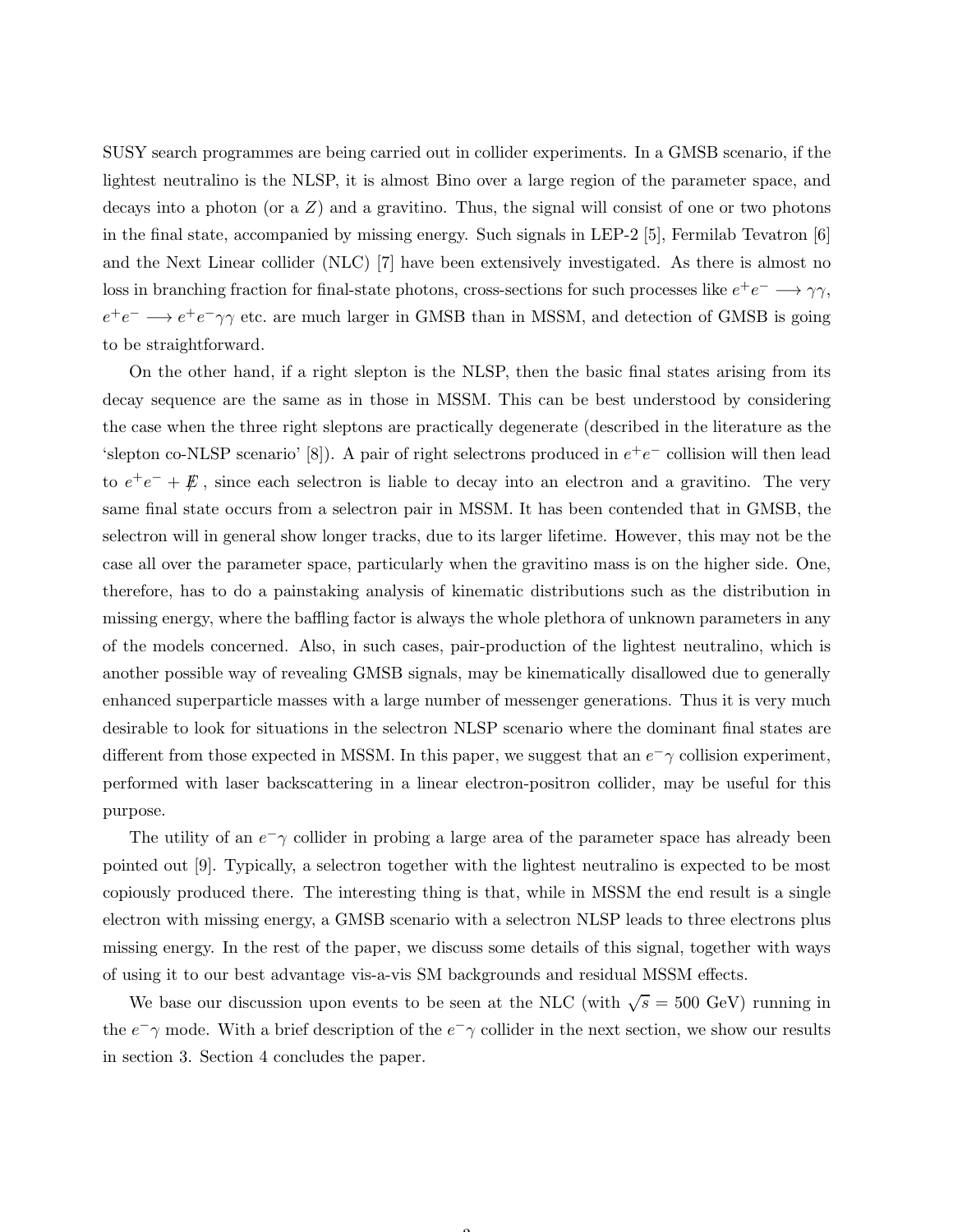SUSY search programmes are being carried out in collider experiments. In a GMSB scenario, if the lightest neutralino is the NLSP, it is almost Bino over a large region of the parameter space, and decays into a photon (or a $Z$) and a gravitino. Thus, the signal will consist of one or two photons in the final state, accompanied by missing energy. Such signals in LEP-2 [5], Fermilab Tevatron [6] and the Next Linear collider (NLC) [7] have been extensively investigated. As there is almost no loss in branching fraction for final-state photons, cross-sections for such processes like $e^+e^- \longrightarrow \gamma\gamma$, $e^+e^- \longrightarrow e^+e^-\gamma\gamma$ etc. are much larger in GMSB than in MSSM, and detection of GMSB is going to be straightforward.

On the other hand, if a right slepton is the NLSP, then the basic final states arising from its decay sequence are the same as in those in MSSM. This can be best understood by considering the case when the three right sleptons are practically degenerate (described in the literature as the 'slepton co-NLSP scenario' [8]). A pair of right selectrons produced in $e^+e^-$ collision will then lead to $e^+e^- + \not{E}$ , since each selectron is liable to decay into an electron and a gravitino. The very same final state occurs from a selectron pair in MSSM. It has been contended that in GMSB, the selectron will in general show longer tracks, due to its larger lifetime. However, this may not be the case all over the parameter space, particularly when the gravitino mass is on the higher side. One, therefore, has to do a painstaking analysis of kinematic distributions such as the distribution in missing energy, where the baffling factor is always the whole plethora of unknown parameters in any of the models concerned. Also, in such cases, pair-production of the lightest neutralino, which is another possible way of revealing GMSB signals, may be kinematically disallowed due to generally enhanced superparticle masses with a large number of messenger generations. Thus it is very much desirable to look for situations in the selectron NLSP scenario where the dominant final states are different from those expected in MSSM. In this paper, we suggest that an $e^-\gamma$ collision experiment, performed with laser backscattering in a linear electron-positron collider, may be useful for this purpose.

The utility of an $e^-\gamma$ collider in probing a large area of the parameter space has already been pointed out [9]. Typically, a selectron together with the lightest neutralino is expected to be most copiously produced there. The interesting thing is that, while in MSSM the end result is a single electron with missing energy, a GMSB scenario with a selectron NLSP leads to three electrons plus missing energy. In the rest of the paper, we discuss some details of this signal, together with ways of using it to our best advantage vis-a-vis SM backgrounds and residual MSSM effects.

We base our discussion upon events to be seen at the NLC (with $\sqrt{s} = 500$ GeV) running in the $e^-\gamma$ mode. With a brief description of the $e^-\gamma$ collider in the next section, we show our results in section 3. Section 4 concludes the paper.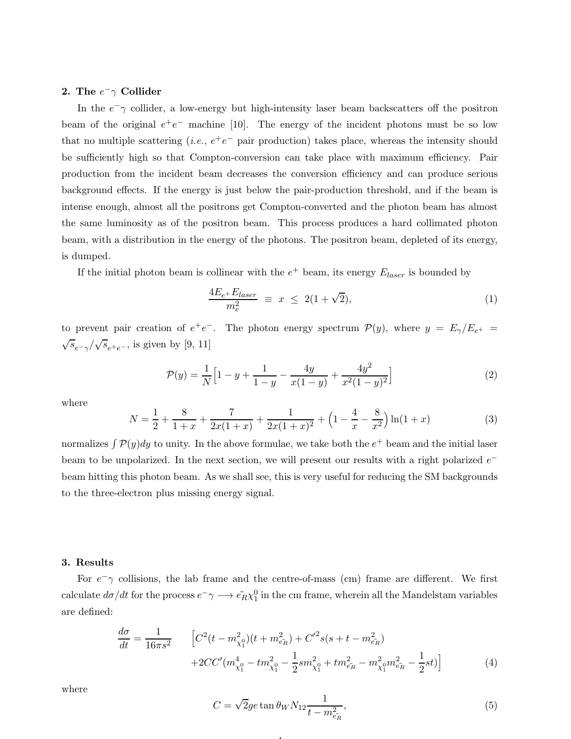## 2. The $e^-\gamma$ Collider

In the $e^-\gamma$ collider, a low-energy but high-intensity laser beam backscatters off the positron beam of the original $e^+e^-$ machine [10]. The energy of the incident photons must be so low that no multiple scattering (*i.e.*, $e^+e^-$ pair production) takes place, whereas the intensity should be sufficiently high so that Compton-conversion can take place with maximum efficiency. Pair production from the incident beam decreases the conversion efficiency and can produce serious background effects. If the energy is just below the pair-production threshold, and if the beam is intense enough, almost all the positrons get Compton-converted and the photon beam has almost the same luminosity as of the positron beam. This process produces a hard collimated photon beam, with a distribution in the energy of the photons. The positron beam, depleted of its energy, is dumped.

If the initial photon beam is collinear with the $e^+$ beam, its energy $E_{laser}$ is bounded by

$$\frac{4E_{e^+}E_{laser}}{m_e^2} \equiv x \leq 2(1+\sqrt{2}), \tag{1}$$

to prevent pair creation of $e^+e^-$. The photon energy spectrum $\mathcal{P}(y)$, where $y = E_\gamma/E_{e^+} = \sqrt{s}_{e^-\gamma}/\sqrt{s}_{e^+e^-}$, is given by [9, 11]

$$\mathcal{P}(y) = \frac{1}{N}\Big[1 - y + \frac{1}{1-y} - \frac{4y}{x(1-y)} + \frac{4y^2}{x^2(1-y)^2}\Big] \tag{2}$$

where

$$N = \frac{1}{2} + \frac{8}{1+x} + \frac{7}{2x(1+x)} + \frac{1}{2x(1+x)^2} + \Big(1 - \frac{4}{x} - \frac{8}{x^2}\Big)\ln(1+x) \tag{3}$$

normalizes $\int \mathcal{P}(y)dy$ to unity. In the above formulae, we take both the $e^+$ beam and the initial laser beam to be unpolarized. In the next section, we will present our results with a right polarized $e^-$ beam hitting this photon beam. As we shall see, this is very useful for reducing the SM backgrounds to the three-electron plus missing energy signal.

## 3. Results

For $e^-\gamma$ collisions, the lab frame and the centre-of-mass (cm) frame are different. We first calculate $d\sigma/dt$ for the process $e^-\gamma \longrightarrow \tilde{e_R}\chi_1^0$ in the cm frame, wherein all the Mandelstam variables are defined:

$$\begin{aligned}\frac{d\sigma}{dt} = \frac{1}{16\pi s^2} \quad &\Big[C^2(t - m_{\chi_1^0}^2)(t + m_{\tilde{e_R}}^2) + C'^2 s(s + t - m_{\tilde{e_R}}^2) \\ &+ 2CC'(m_{\chi_1^0}^4 - tm_{\chi_1^0}^2 - \frac{1}{2}sm_{\chi_1^0}^2 + tm_{\tilde{e_R}}^2 - m_{\chi_1^0}^2 m_{\tilde{e_R}}^2 - \frac{1}{2}st)\Big]\end{aligned} \tag{4}$$

where

$$C = \sqrt{2}ge\tan\theta_W N_{12}\frac{1}{t - m_{\tilde{e_R}}^2}, \tag{5}$$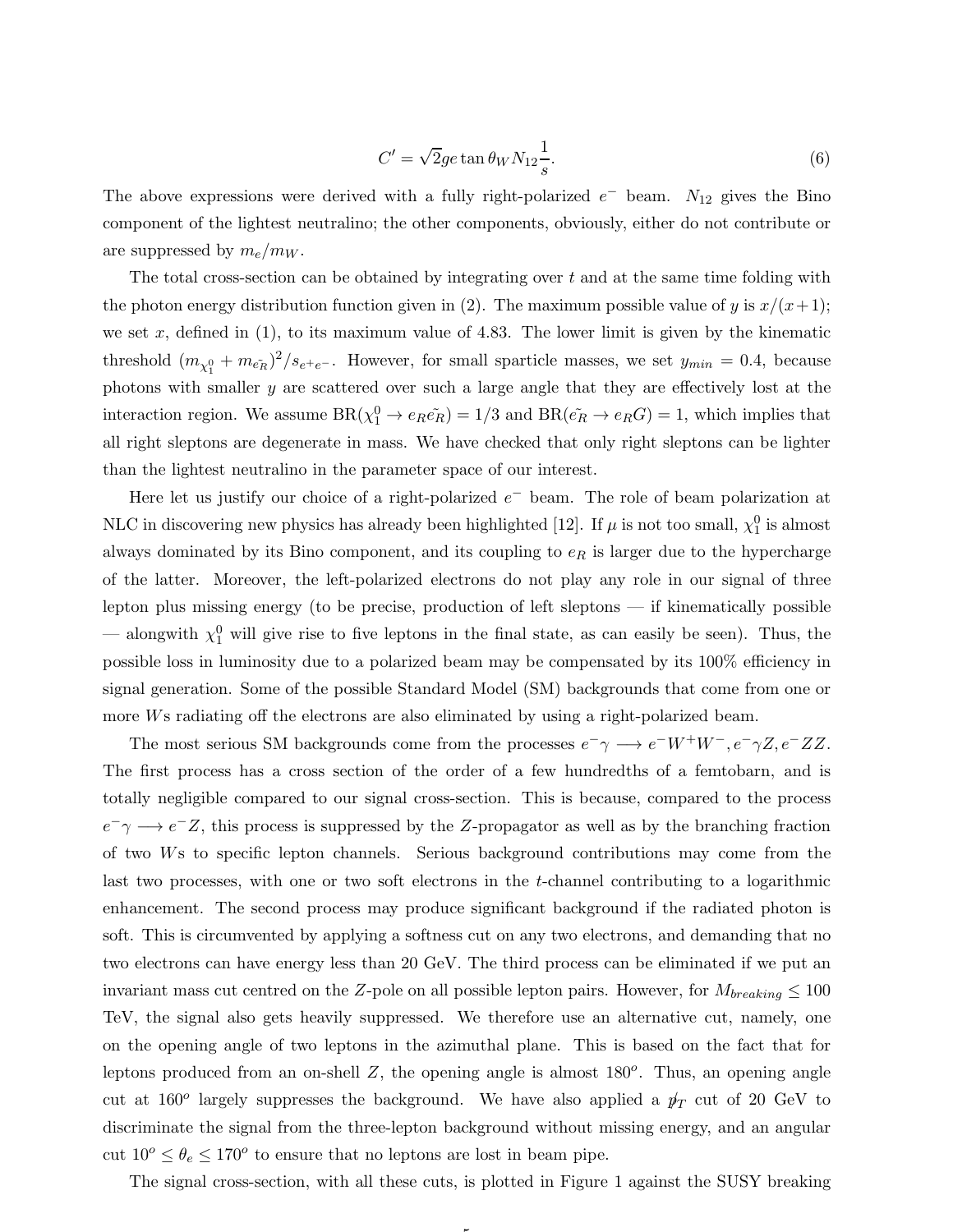$$C' = \sqrt{2} g e \tan\theta_W N_{12} \frac{1}{s}. \tag{6}$$

The above expressions were derived with a fully right-polarized $e^-$ beam. $N_{12}$ gives the Bino component of the lightest neutralino; the other components, obviously, either do not contribute or are suppressed by $m_e/m_W$.

The total cross-section can be obtained by integrating over $t$ and at the same time folding with the photon energy distribution function given in (2). The maximum possible value of $y$ is $x/(x+1)$; we set $x$, defined in (1), to its maximum value of 4.83. The lower limit is given by the kinematic threshold $(m_{\chi_1^0} + m_{\tilde{e_R}})^2/s_{e^+e^-}$. However, for small sparticle masses, we set $y_{min} = 0.4$, because photons with smaller $y$ are scattered over such a large angle that they are effectively lost at the interaction region. We assume $\mathrm{BR}(\chi_1^0 \to e_R \tilde{e_R}) = 1/3$ and $\mathrm{BR}(\tilde{e_R} \to e_R G) = 1$, which implies that all right sleptons are degenerate in mass. We have checked that only right sleptons can be lighter than the lightest neutralino in the parameter space of our interest.

Here let us justify our choice of a right-polarized $e^-$ beam. The role of beam polarization at NLC in discovering new physics has already been highlighted [12]. If $\mu$ is not too small, $\chi_1^0$ is almost always dominated by its Bino component, and its coupling to $e_R$ is larger due to the hypercharge of the latter. Moreover, the left-polarized electrons do not play any role in our signal of three lepton plus missing energy (to be precise, production of left sleptons — if kinematically possible — alongwith $\chi_1^0$ will give rise to five leptons in the final state, as can easily be seen). Thus, the possible loss in luminosity due to a polarized beam may be compensated by its 100% efficiency in signal generation. Some of the possible Standard Model (SM) backgrounds that come from one or more $W$s radiating off the electrons are also eliminated by using a right-polarized beam.

The most serious SM backgrounds come from the processes $e^-\gamma \longrightarrow e^-W^+W^-, e^-\gamma Z, e^-ZZ$. The first process has a cross section of the order of a few hundredths of a femtobarn, and is totally negligible compared to our signal cross-section. This is because, compared to the process $e^-\gamma \longrightarrow e^-Z$, this process is suppressed by the $Z$-propagator as well as by the branching fraction of two $W$s to specific lepton channels. Serious background contributions may come from the last two processes, with one or two soft electrons in the $t$-channel contributing to a logarithmic enhancement. The second process may produce significant background if the radiated photon is soft. This is circumvented by applying a softness cut on any two electrons, and demanding that no two electrons can have energy less than 20 GeV. The third process can be eliminated if we put an invariant mass cut centred on the $Z$-pole on all possible lepton pairs. However, for $M_{breaking} \leq 100$ TeV, the signal also gets heavily suppressed. We therefore use an alternative cut, namely, one on the opening angle of two leptons in the azimuthal plane. This is based on the fact that for leptons produced from an on-shell $Z$, the opening angle is almost $180^o$. Thus, an opening angle cut at $160^o$ largely suppresses the background. We have also applied a $\not{p}_T$ cut of 20 GeV to discriminate the signal from the three-lepton background without missing energy, and an angular cut $10^o \leq \theta_e \leq 170^o$ to ensure that no leptons are lost in beam pipe.

The signal cross-section, with all these cuts, is plotted in Figure 1 against the SUSY breaking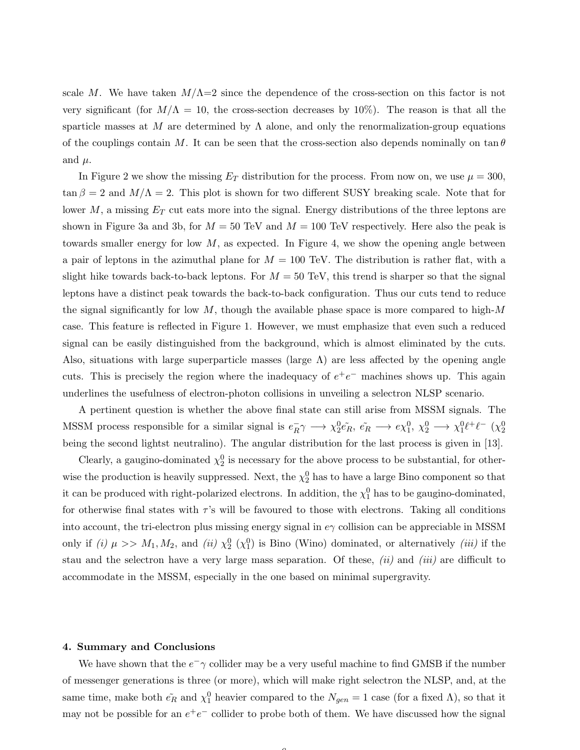scale $M$. We have taken $M/\Lambda$=2 since the dependence of the cross-section on this factor is not very significant (for $M/\Lambda = 10$, the cross-section decreases by 10%). The reason is that all the sparticle masses at $M$ are determined by $\Lambda$ alone, and only the renormalization-group equations of the couplings contain $M$. It can be seen that the cross-section also depends nominally on $\tan\theta$ and $\mu$.

In Figure 2 we show the missing $E_T$ distribution for the process. From now on, we use $\mu = 300$, $\tan\beta = 2$ and $M/\Lambda = 2$. This plot is shown for two different SUSY breaking scale. Note that for lower $M$, a missing $E_T$ cut eats more into the signal. Energy distributions of the three leptons are shown in Figure 3a and 3b, for $M = 50$ TeV and $M = 100$ TeV respectively. Here also the peak is towards smaller energy for low $M$, as expected. In Figure 4, we show the opening angle between a pair of leptons in the azimuthal plane for $M = 100$ TeV. The distribution is rather flat, with a slight hike towards back-to-back leptons. For $M = 50$ TeV, this trend is sharper so that the signal leptons have a distinct peak towards the back-to-back configuration. Thus our cuts tend to reduce the signal significantly for low $M$, though the available phase space is more compared to high-$M$ case. This feature is reflected in Figure 1. However, we must emphasize that even such a reduced signal can be easily distinguished from the background, which is almost eliminated by the cuts. Also, situations with large superparticle masses (large $\Lambda$) are less affected by the opening angle cuts. This is precisely the region where the inadequacy of $e^+e^-$ machines shows up. This again underlines the usefulness of electron-photon collisions in unveiling a selectron NLSP scenario.

A pertinent question is whether the above final state can still arise from MSSM signals. The MSSM process responsible for a similar signal is $e^-_R\gamma \longrightarrow \chi^0_2\tilde{e_R}$, $\tilde{e_R} \longrightarrow e\chi^0_1$, $\chi^0_2 \longrightarrow \chi^0_1\ell^+\ell^-$ ($\chi^0_2$ being the second lightst neutralino). The angular distribution for the last process is given in [13].

Clearly, a gaugino-dominated $\chi^0_2$ is necessary for the above process to be substantial, for otherwise the production is heavily suppressed. Next, the $\chi^0_2$ has to have a large Bino component so that it can be produced with right-polarized electrons. In addition, the $\chi^0_1$ has to be gaugino-dominated, for otherwise final states with $\tau$'s will be favoured to those with electrons. Taking all conditions into account, the tri-electron plus missing energy signal in $e\gamma$ collision can be appreciable in MSSM only if *(i)* $\mu >> M_1, M_2$, and *(ii)* $\chi^0_2$ ($\chi^0_1$) is Bino (Wino) dominated, or alternatively *(iii)* if the stau and the selectron have a very large mass separation. Of these, *(ii)* and *(iii)* are difficult to accommodate in the MSSM, especially in the one based on minimal supergravity.

## 4. Summary and Conclusions

We have shown that the $e^-\gamma$ collider may be a very useful machine to find GMSB if the number of messenger generations is three (or more), which will make right selectron the NLSP, and, at the same time, make both $\tilde{e_R}$ and $\chi^0_1$ heavier compared to the $N_{gen} = 1$ case (for a fixed $\Lambda$), so that it may not be possible for an $e^+e^-$ collider to probe both of them. We have discussed how the signal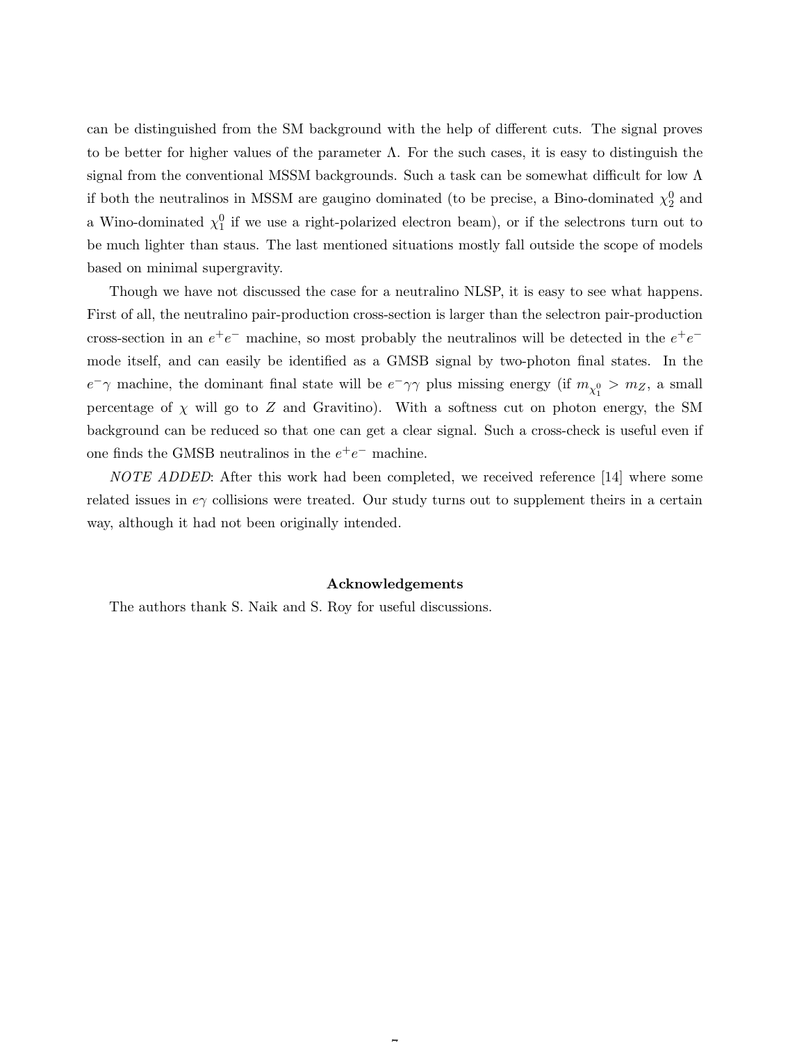can be distinguished from the SM background with the help of different cuts. The signal proves to be better for higher values of the parameter $\Lambda$. For the such cases, it is easy to distinguish the signal from the conventional MSSM backgrounds. Such a task can be somewhat difficult for low $\Lambda$ if both the neutralinos in MSSM are gaugino dominated (to be precise, a Bino-dominated $\chi_2^0$ and a Wino-dominated $\chi_1^0$ if we use a right-polarized electron beam), or if the selectrons turn out to be much lighter than staus. The last mentioned situations mostly fall outside the scope of models based on minimal supergravity.

Though we have not discussed the case for a neutralino NLSP, it is easy to see what happens. First of all, the neutralino pair-production cross-section is larger than the selectron pair-production cross-section in an $e^+e^-$ machine, so most probably the neutralinos will be detected in the $e^+e^-$ mode itself, and can easily be identified as a GMSB signal by two-photon final states. In the $e^-\gamma$ machine, the dominant final state will be $e^-\gamma\gamma$ plus missing energy (if $m_{\chi_1^0} > m_Z$, a small percentage of $\chi$ will go to $Z$ and Gravitino). With a softness cut on photon energy, the SM background can be reduced so that one can get a clear signal. Such a cross-check is useful even if one finds the GMSB neutralinos in the $e^+e^-$ machine.

*NOTE ADDED*: After this work had been completed, we received reference [14] where some related issues in $e\gamma$ collisions were treated. Our study turns out to supplement theirs in a certain way, although it had not been originally intended.

## Acknowledgements

The authors thank S. Naik and S. Roy for useful discussions.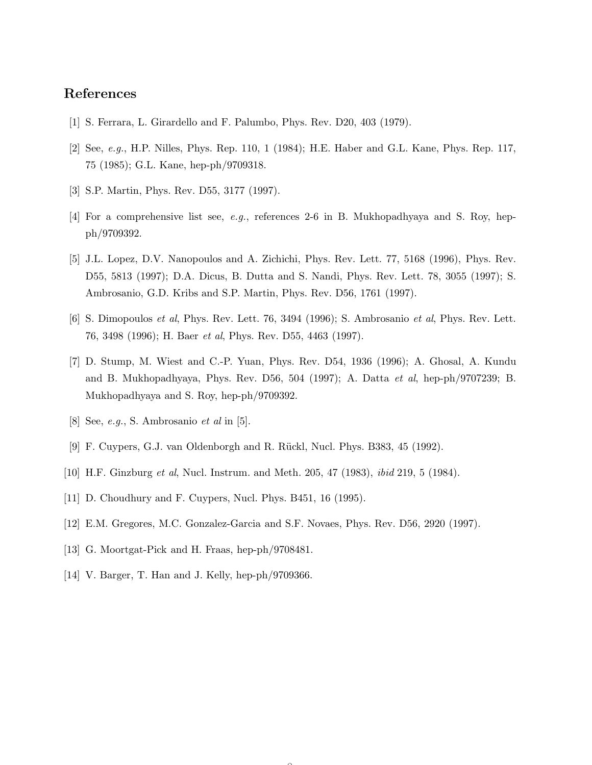## References

[1] S. Ferrara, L. Girardello and F. Palumbo, Phys. Rev. D20, 403 (1979).

[2] See, *e.g.*, H.P. Nilles, Phys. Rep. 110, 1 (1984); H.E. Haber and G.L. Kane, Phys. Rep. 117, 75 (1985); G.L. Kane, hep-ph/9709318.

[3] S.P. Martin, Phys. Rev. D55, 3177 (1997).

[4] For a comprehensive list see, *e.g.*, references 2-6 in B. Mukhopadhyaya and S. Roy, hep-ph/9709392.

[5] J.L. Lopez, D.V. Nanopoulos and A. Zichichi, Phys. Rev. Lett. 77, 5168 (1996), Phys. Rev. D55, 5813 (1997); D.A. Dicus, B. Dutta and S. Nandi, Phys. Rev. Lett. 78, 3055 (1997); S. Ambrosanio, G.D. Kribs and S.P. Martin, Phys. Rev. D56, 1761 (1997).

[6] S. Dimopoulos *et al*, Phys. Rev. Lett. 76, 3494 (1996); S. Ambrosanio *et al*, Phys. Rev. Lett. 76, 3498 (1996); H. Baer *et al*, Phys. Rev. D55, 4463 (1997).

[7] D. Stump, M. Wiest and C.-P. Yuan, Phys. Rev. D54, 1936 (1996); A. Ghosal, A. Kundu and B. Mukhopadhyaya, Phys. Rev. D56, 504 (1997); A. Datta *et al*, hep-ph/9707239; B. Mukhopadhyaya and S. Roy, hep-ph/9709392.

[8] See, *e.g.*, S. Ambrosanio *et al* in [5].

[9] F. Cuypers, G.J. van Oldenborgh and R. Rückl, Nucl. Phys. B383, 45 (1992).

[10] H.F. Ginzburg *et al*, Nucl. Instrum. and Meth. 205, 47 (1983), *ibid* 219, 5 (1984).

[11] D. Choudhury and F. Cuypers, Nucl. Phys. B451, 16 (1995).

[12] E.M. Gregores, M.C. Gonzalez-Garcia and S.F. Novaes, Phys. Rev. D56, 2920 (1997).

[13] G. Moortgat-Pick and H. Fraas, hep-ph/9708481.

[14] V. Barger, T. Han and J. Kelly, hep-ph/9709366.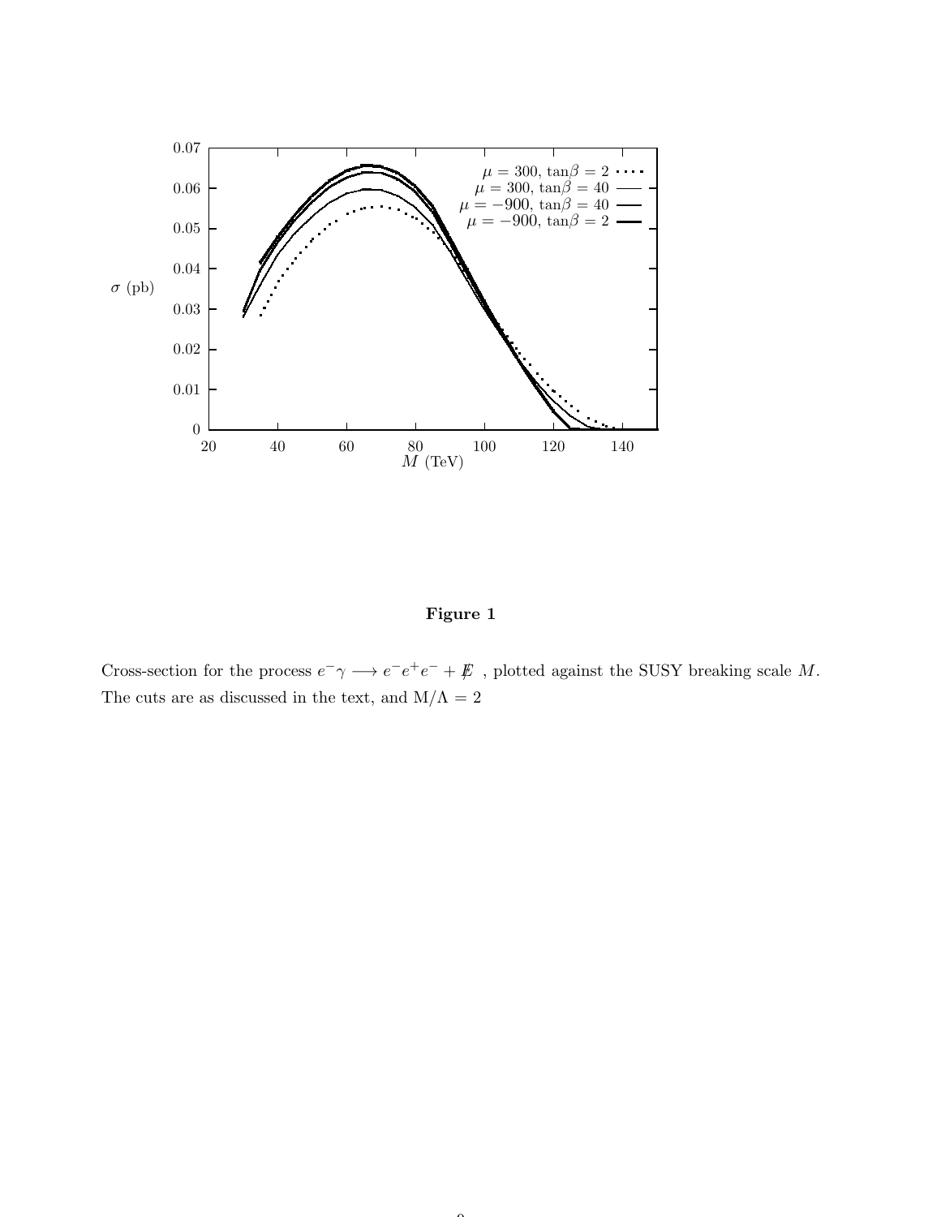**Figure 1**

Cross-section for the process $e^-\gamma \longrightarrow e^-e^+e^- + \not{E}$ , plotted against the SUSY breaking scale $M$. The cuts are as discussed in the text, and $M/\Lambda = 2$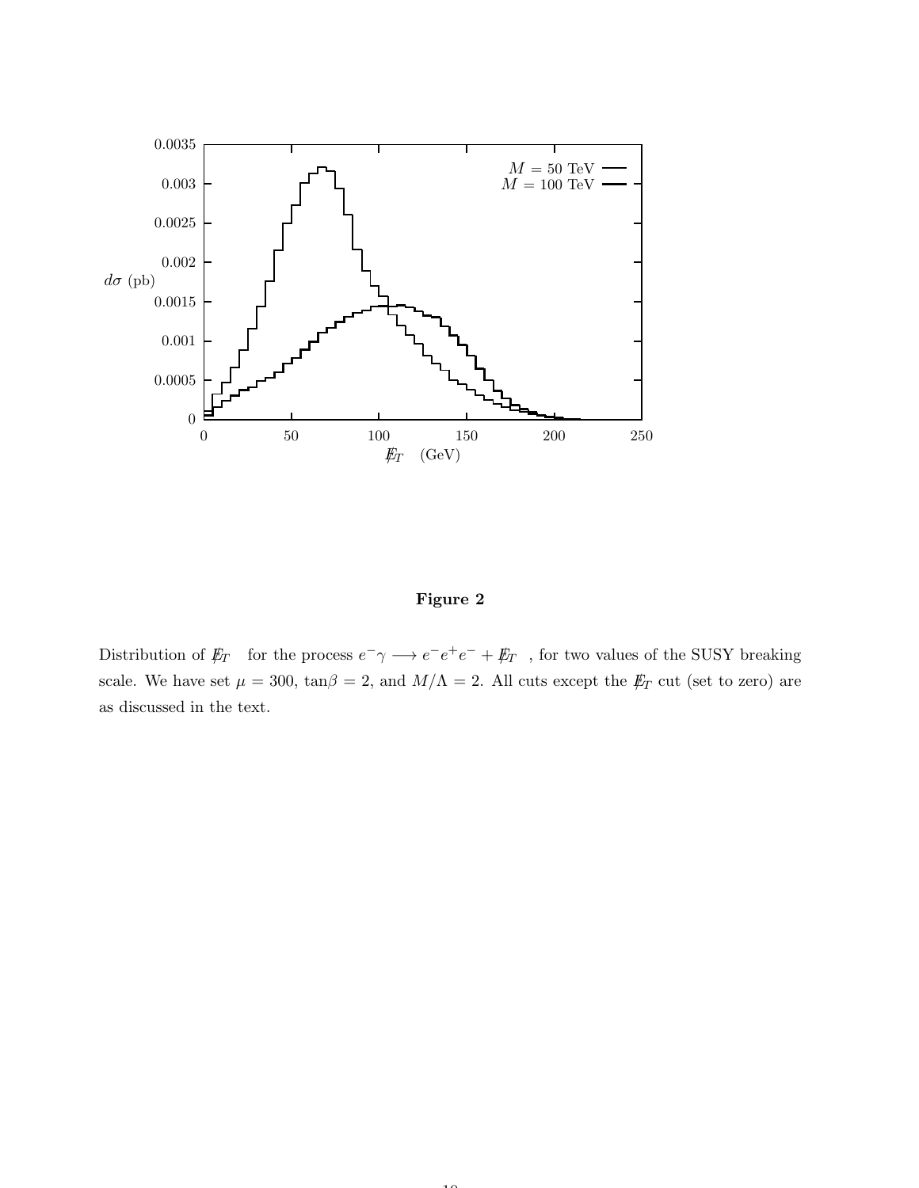**Figure 2**

Distribution of $\not{E}_T$ for the process $e^-\gamma \longrightarrow e^-e^+e^- + \not{E}_T$, for two values of the SUSY breaking scale. We have set $\mu = 300$, $\tan\beta = 2$, and $M/\Lambda = 2$. All cuts except the $\not{E}_T$ cut (set to zero) are as discussed in the text.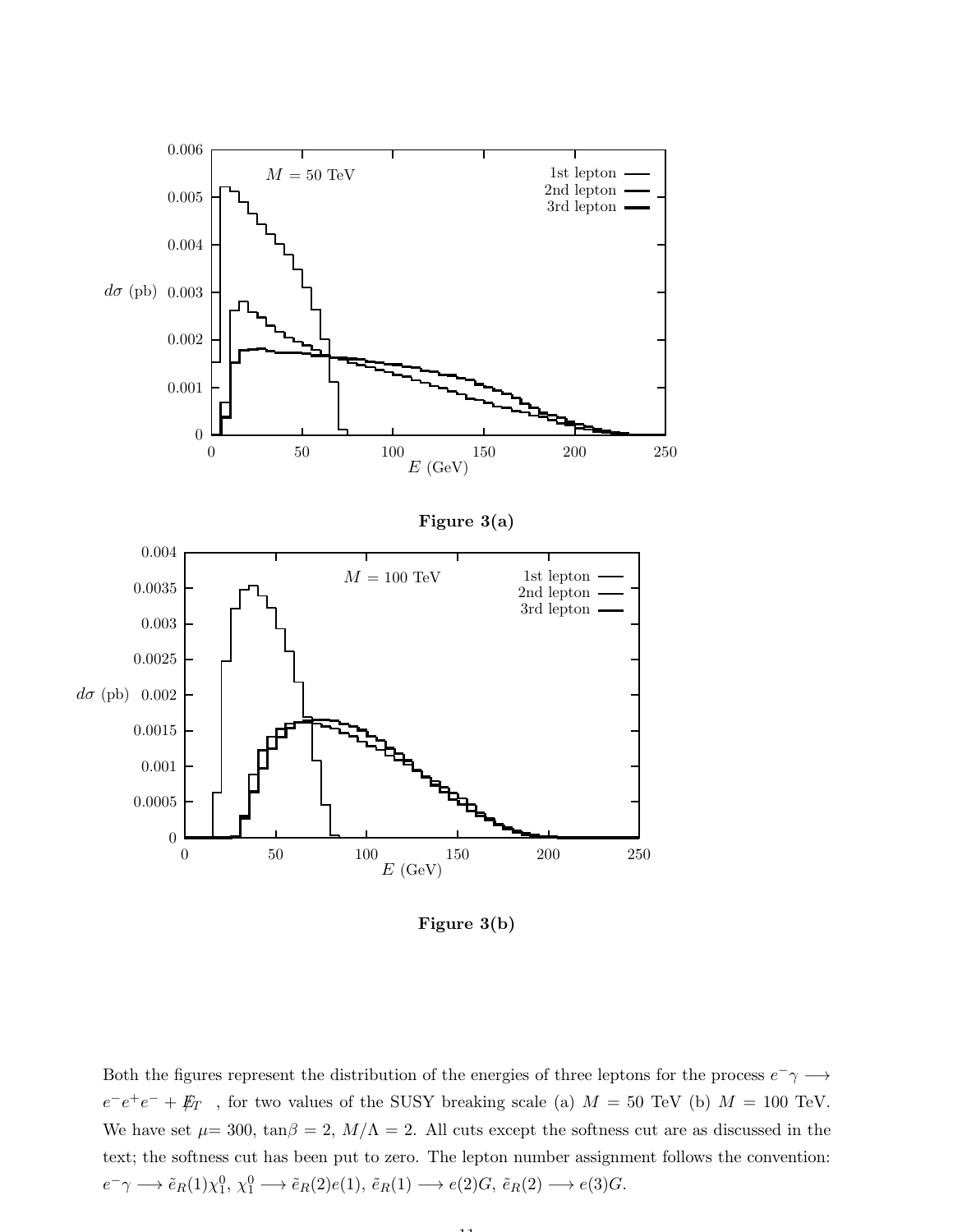**Figure 3(a)**

**Figure 3(b)**

Both the figures represent the distribution of the energies of three leptons for the process $e^- \gamma \longrightarrow e^- e^+ e^- + \not{E}_T$ , for two values of the SUSY breaking scale (a) $M$ = 50 TeV (b) $M$ = 100 TeV. We have set $\mu$= 300, tan$\beta$ = 2, $M/\Lambda$ = 2. All cuts except the softness cut are as discussed in the text; the softness cut has been put to zero. The lepton number assignment follows the convention: $e^- \gamma \longrightarrow \tilde{e}_R(1) \chi_1^0$, $\chi_1^0 \longrightarrow \tilde{e}_R(2) e(1)$, $\tilde{e}_R(1) \longrightarrow e(2) G$, $\tilde{e}_R(2) \longrightarrow e(3) G$.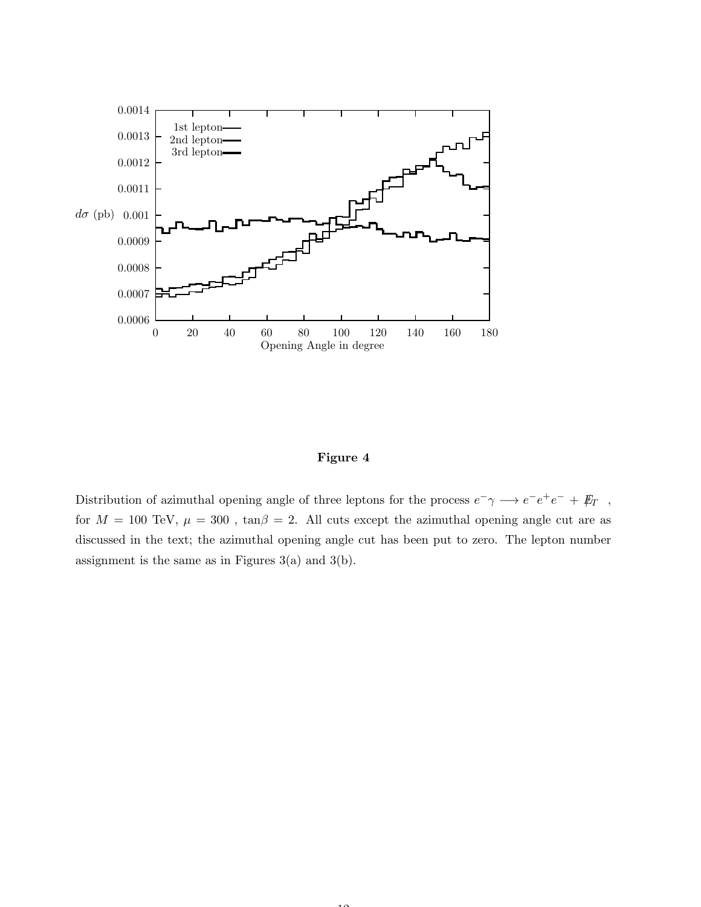0.0014
0.0013
0.0012
0.0011
$d\sigma$ (pb) 0.001
0.0009
0.0008
0.0007
0.0006

0 20 40 60 80 100 120 140 160 180

Opening Angle in degree

1st lepton
2nd lepton
3rd lepton

**Figure 4**

Distribution of azimuthal opening angle of three leptons for the process $e^- \gamma \longrightarrow e^- e^+ e^- + \not{E}_T$ , for $M = 100$ TeV, $\mu = 300$ , $\tan\beta = 2$. All cuts except the azimuthal opening angle cut are as discussed in the text; the azimuthal opening angle cut has been put to zero. The lepton number assignment is the same as in Figures 3(a) and 3(b).